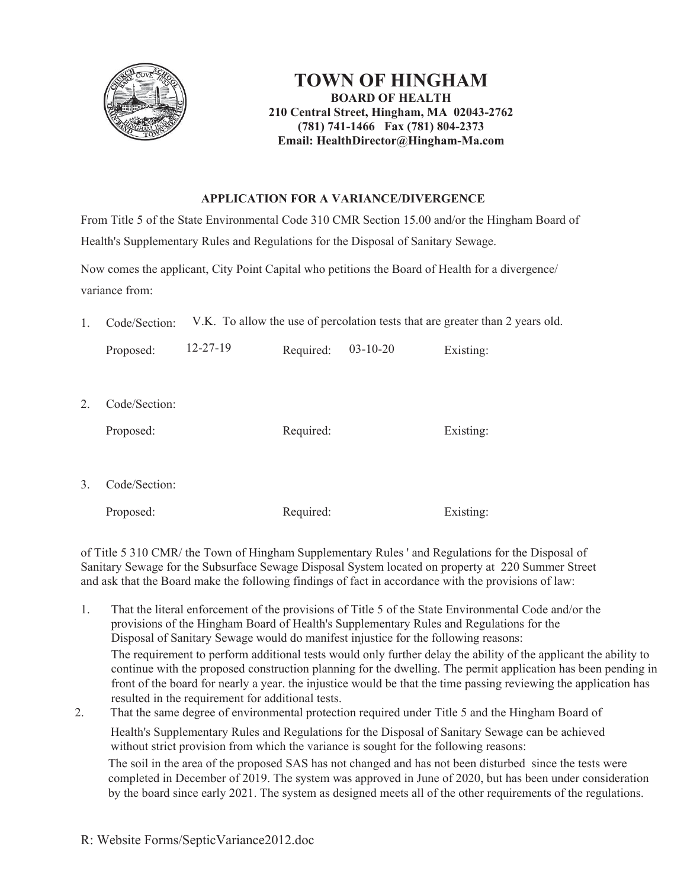# TOWN OF HINGHAM

**BOARD OF HEALTH**
**210 Central Street, Hingham, MA 02043-2762**
**(781) 741-1466 Fax (781) 804-2373**
**Email: HealthDirector@Hingham-Ma.com**

## APPLICATION FOR A VARIANCE/DIVERGENCE

From Title 5 of the State Environmental Code 310 CMR Section 15.00 and/or the Hingham Board of Health's Supplementary Rules and Regulations for the Disposal of Sanitary Sewage.

Now comes the applicant, City Point Capital who petitions the Board of Health for a divergence/ variance from:

1. Code/Section: V.K. To allow the use of percolation tests that are greater than 2 years old.

   Proposed: 12-27-19 Required: 03-10-20 Existing:

2. Code/Section:

   Proposed: Required: Existing:

3. Code/Section:

   Proposed: Required: Existing:

of Title 5 310 CMR/ the Town of Hingham Supplementary Rules ' and Regulations for the Disposal of Sanitary Sewage for the Subsurface Sewage Disposal System located on property at 220 Summer Street and ask that the Board make the following findings of fact in accordance with the provisions of law:

1. That the literal enforcement of the provisions of Title 5 of the State Environmental Code and/or the provisions of the Hingham Board of Health's Supplementary Rules and Regulations for the Disposal of Sanitary Sewage would do manifest injustice for the following reasons:

   The requirement to perform additional tests would only further delay the ability of the applicant the ability to continue with the proposed construction planning for the dwelling. The permit application has been pending in front of the board for nearly a year. the injustice would be that the time passing reviewing the application has resulted in the requirement for additional tests.

2. That the same degree of environmental protection required under Title 5 and the Hingham Board of Health's Supplementary Rules and Regulations for the Disposal of Sanitary Sewage can be achieved without strict provision from which the variance is sought for the following reasons:

   The soil in the area of the proposed SAS has not changed and has not been disturbed since the tests were completed in December of 2019. The system was approved in June of 2020, but has been under consideration by the board since early 2021. The system as designed meets all of the other requirements of the regulations.

R: Website Forms/SepticVariance2012.doc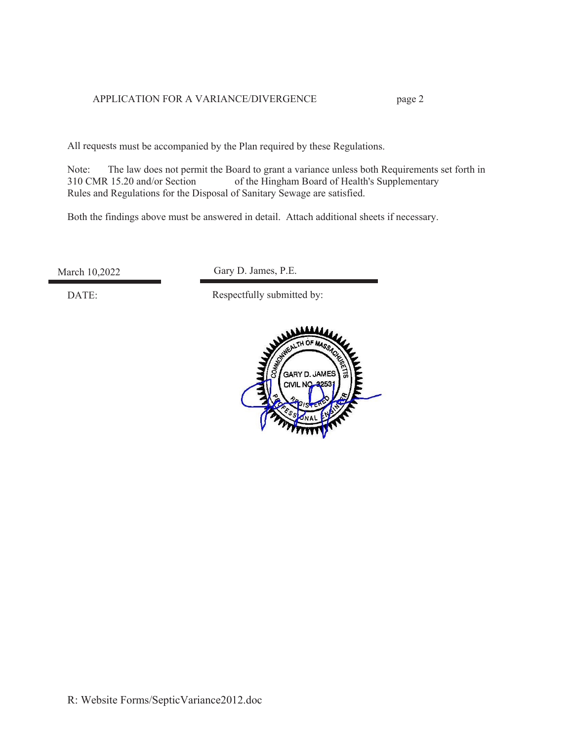APPLICATION FOR A VARIANCE/DIVERGENCE

All requests must be accompanied by the Plan required by these Regulations.

Note: The law does not permit the Board to grant a variance unless both Requirements set forth in 310 CMR 15.20 and/or Section of the Hingham Board of Health's Supplementary Rules and Regulations for the Disposal of Sanitary Sewage are satisfied.

Both the findings above must be answered in detail. Attach additional sheets if necessary.

| March 10,2022 | Gary D. James, P.E. |
|---|---|
| DATE: | Respectfully submitted by: |

COMMONWEALTH OF MASSACHUSETTS
GARY D. JAMES
CIVIL NO. 32531
REGISTERED
PROFESSIONAL ENGINEER

R: Website Forms/SepticVariance2012.doc